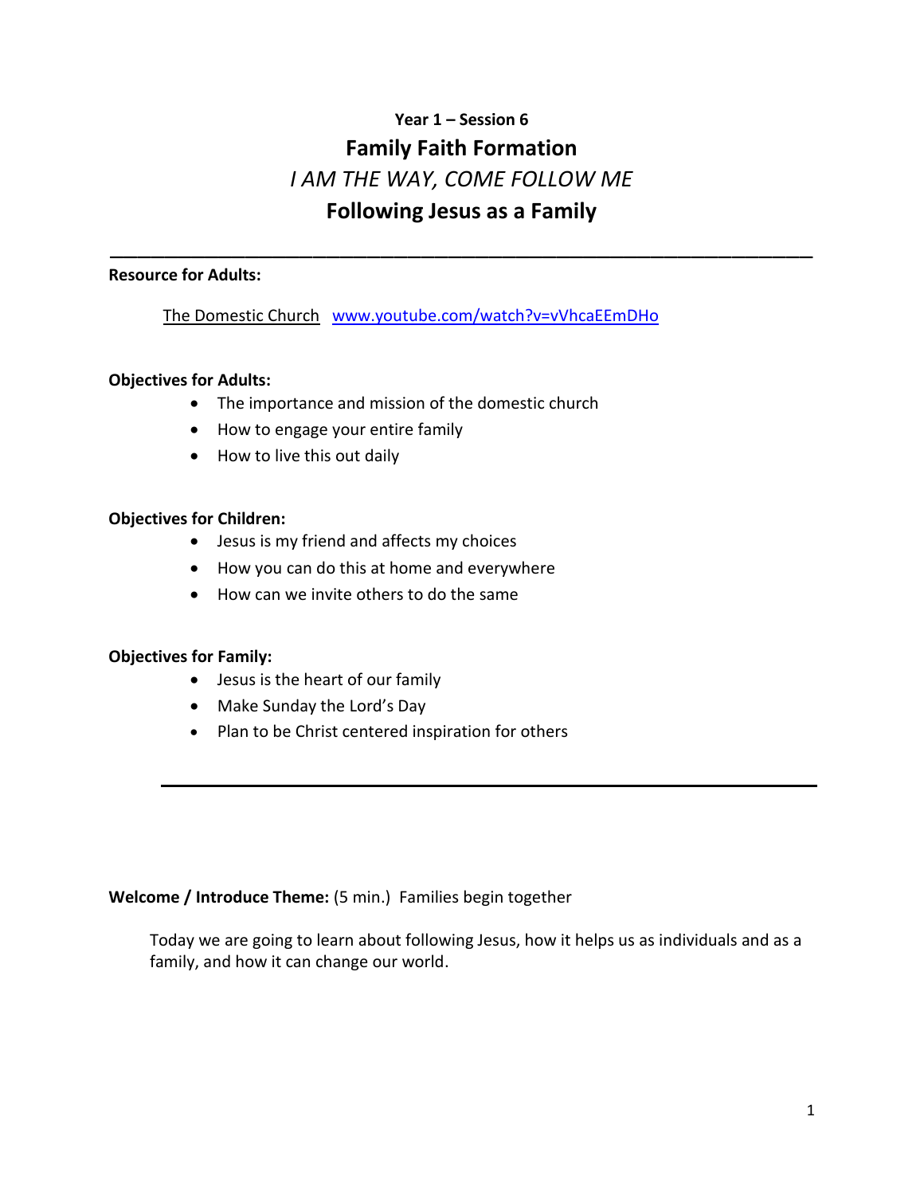**Year 1 – Session 6**

# Family Faith Formation

## *I AM THE WAY, COME FOLLOW ME*

## Following Jesus as a Family

---

**Resource for Adults:**

The Domestic Church www.youtube.com/watch?v=vVhcaEEmDHo

**Objectives for Adults:**

- The importance and mission of the domestic church
- How to engage your entire family
- How to live this out daily

**Objectives for Children:**

- Jesus is my friend and affects my choices
- How you can do this at home and everywhere
- How can we invite others to do the same

**Objectives for Family:**

- Jesus is the heart of our family
- Make Sunday the Lord's Day
- Plan to be Christ centered inspiration for others

---

**Welcome / Introduce Theme:** (5 min.) Families begin together

Today we are going to learn about following Jesus, how it helps us as individuals and as a family, and how it can change our world.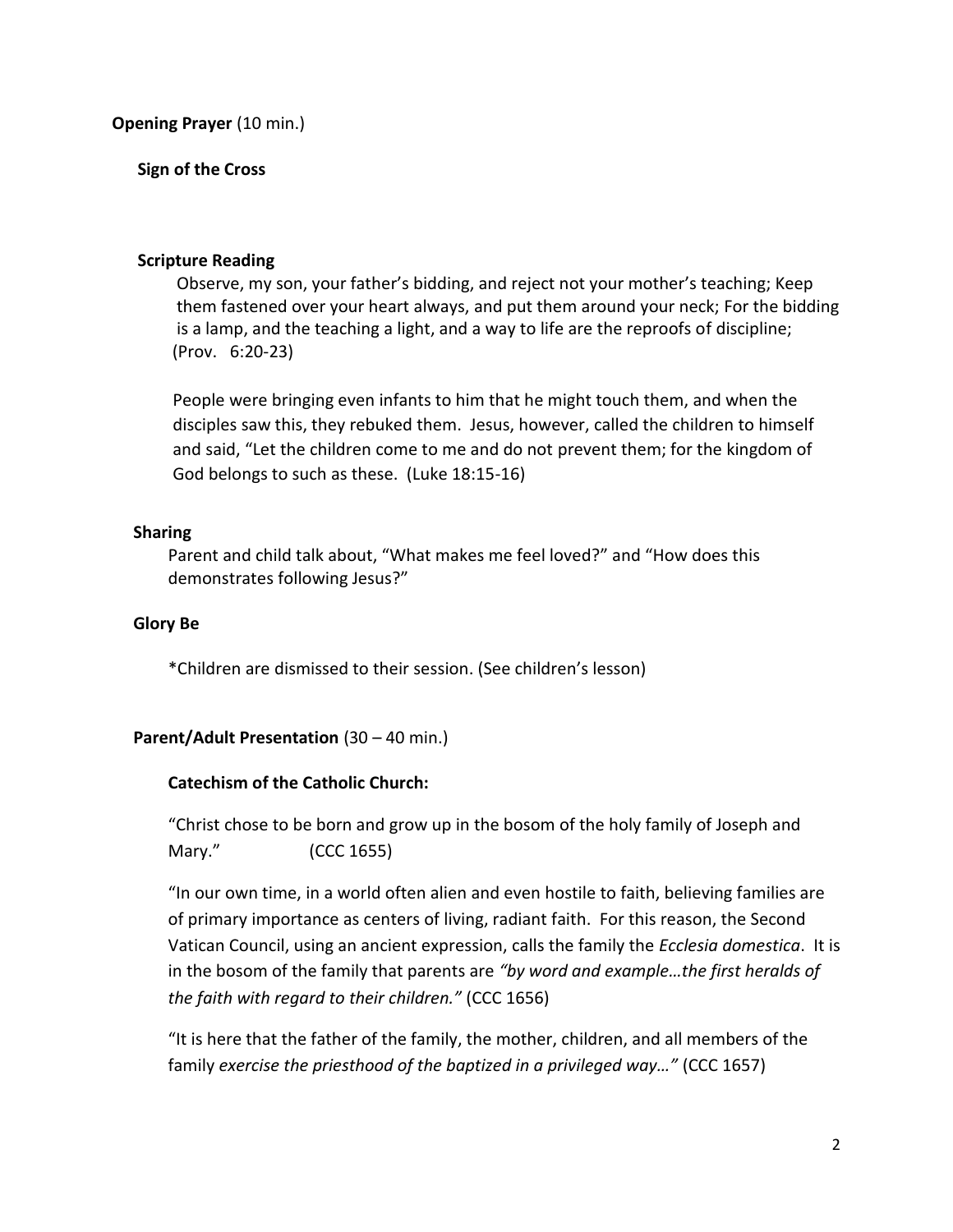**Opening Prayer** (10 min.)

**Sign of the Cross**

**Scripture Reading**

Observe, my son, your father's bidding, and reject not your mother's teaching; Keep them fastened over your heart always, and put them around your neck; For the bidding is a lamp, and the teaching a light, and a way to life are the reproofs of discipline; (Prov. 6:20-23)

People were bringing even infants to him that he might touch them, and when the disciples saw this, they rebuked them. Jesus, however, called the children to himself and said, "Let the children come to me and do not prevent them; for the kingdom of God belongs to such as these. (Luke 18:15-16)

**Sharing**

Parent and child talk about, "What makes me feel loved?" and "How does this demonstrates following Jesus?"

**Glory Be**

*Children are dismissed to their session. (See children's lesson)

**Parent/Adult Presentation** (30 – 40 min.)

**Catechism of the Catholic Church:**

"Christ chose to be born and grow up in the bosom of the holy family of Joseph and Mary." (CCC 1655)

"In our own time, in a world often alien and even hostile to faith, believing families are of primary importance as centers of living, radiant faith. For this reason, the Second Vatican Council, using an ancient expression, calls the family the *Ecclesia domestica*. It is in the bosom of the family that parents are *"by word and example…the first heralds of the faith with regard to their children."* (CCC 1656)

"It is here that the father of the family, the mother, children, and all members of the family *exercise the priesthood of the baptized in a privileged way…"* (CCC 1657)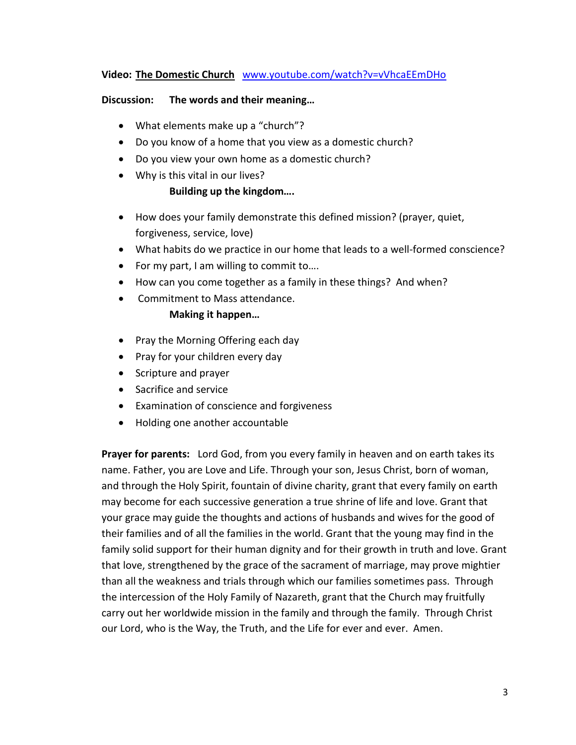**Video: The Domestic Church** [www.youtube.com/watch?v=vVhcaEEmDHo](https://www.youtube.com/watch?v=vVhcaEEmDHo)

**Discussion: The words and their meaning…**

- What elements make up a "church"?
- Do you know of a home that you view as a domestic church?
- Do you view your own home as a domestic church?
- Why is this vital in our lives?

**Building up the kingdom….**

- How does your family demonstrate this defined mission? (prayer, quiet, forgiveness, service, love)
- What habits do we practice in our home that leads to a well-formed conscience?
- For my part, I am willing to commit to….
- How can you come together as a family in these things? And when?
- Commitment to Mass attendance.

**Making it happen…**

- Pray the Morning Offering each day
- Pray for your children every day
- Scripture and prayer
- Sacrifice and service
- Examination of conscience and forgiveness
- Holding one another accountable

**Prayer for parents:** Lord God, from you every family in heaven and on earth takes its name. Father, you are Love and Life. Through your son, Jesus Christ, born of woman, and through the Holy Spirit, fountain of divine charity, grant that every family on earth may become for each successive generation a true shrine of life and love. Grant that your grace may guide the thoughts and actions of husbands and wives for the good of their families and of all the families in the world. Grant that the young may find in the family solid support for their human dignity and for their growth in truth and love. Grant that love, strengthened by the grace of the sacrament of marriage, may prove mightier than all the weakness and trials through which our families sometimes pass. Through the intercession of the Holy Family of Nazareth, grant that the Church may fruitfully carry out her worldwide mission in the family and through the family. Through Christ our Lord, who is the Way, the Truth, and the Life for ever and ever. Amen.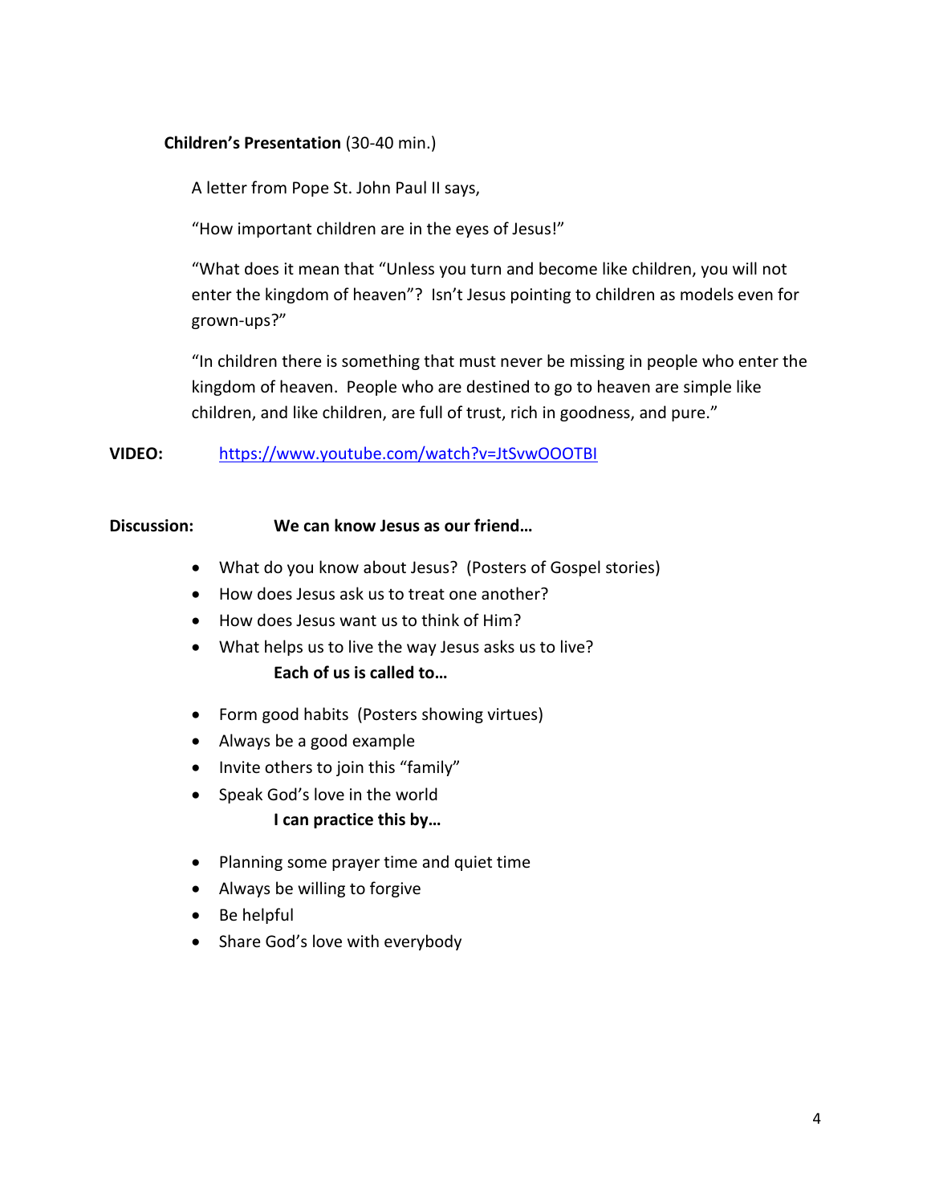**Children's Presentation** (30-40 min.)

A letter from Pope St. John Paul II says,

"How important children are in the eyes of Jesus!"

"What does it mean that "Unless you turn and become like children, you will not enter the kingdom of heaven"? Isn't Jesus pointing to children as models even for grown-ups?"

"In children there is something that must never be missing in people who enter the kingdom of heaven. People who are destined to go to heaven are simple like children, and like children, are full of trust, rich in goodness, and pure."

**VIDEO:** https://www.youtube.com/watch?v=JtSvwOOOTBI

**Discussion:** **We can know Jesus as our friend…**

- What do you know about Jesus? (Posters of Gospel stories)
- How does Jesus ask us to treat one another?
- How does Jesus want us to think of Him?
- What helps us to live the way Jesus asks us to live?

**Each of us is called to…**

- Form good habits (Posters showing virtues)
- Always be a good example
- Invite others to join this "family"
- Speak God's love in the world

**I can practice this by…**

- Planning some prayer time and quiet time
- Always be willing to forgive
- Be helpful
- Share God's love with everybody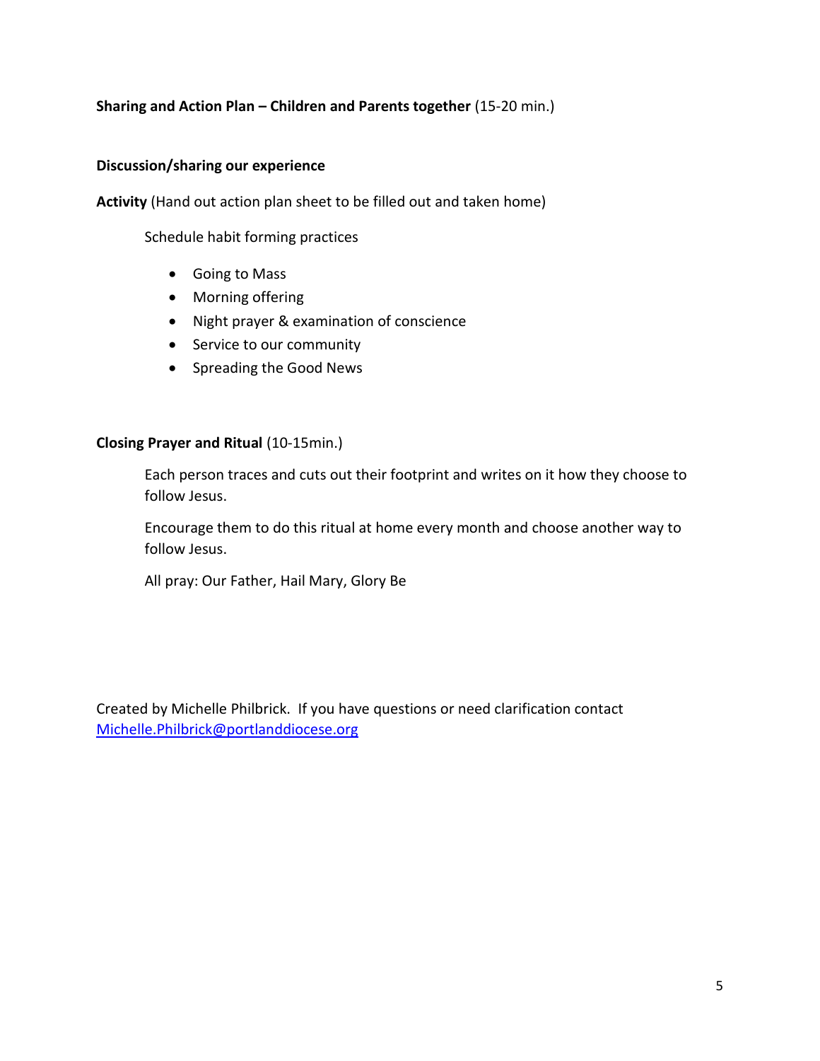**Sharing and Action Plan – Children and Parents together** (15-20 min.)

**Discussion/sharing our experience**

**Activity** (Hand out action plan sheet to be filled out and taken home)

Schedule habit forming practices

- Going to Mass
- Morning offering
- Night prayer & examination of conscience
- Service to our community
- Spreading the Good News

**Closing Prayer and Ritual** (10-15min.)

Each person traces and cuts out their footprint and writes on it how they choose to follow Jesus.

Encourage them to do this ritual at home every month and choose another way to follow Jesus.

All pray: Our Father, Hail Mary, Glory Be

Created by Michelle Philbrick. If you have questions or need clarification contact Michelle.Philbrick@portlanddiocese.org